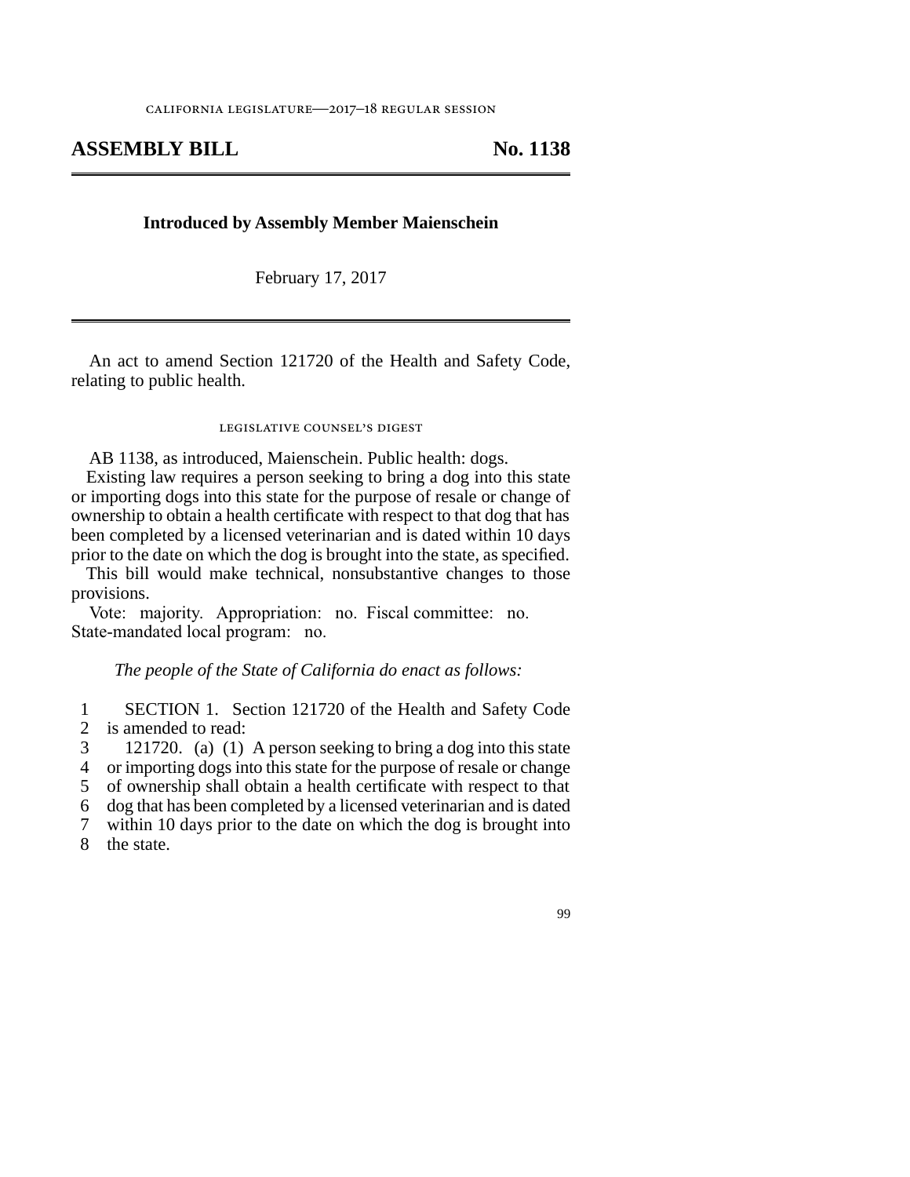california legislature—2017–18 regular session

# ASSEMBLY BILL No. 1138

**Introduced by Assembly Member Maienschein**

February 17, 2017

An act to amend Section 121720 of the Health and Safety Code, relating to public health.

legislative counsel's digest

AB 1138, as introduced, Maienschein. Public health: dogs.

Existing law requires a person seeking to bring a dog into this state or importing dogs into this state for the purpose of resale or change of ownership to obtain a health certificate with respect to that dog that has been completed by a licensed veterinarian and is dated within 10 days prior to the date on which the dog is brought into the state, as specified.

This bill would make technical, nonsubstantive changes to those provisions.

Vote: majority. Appropriation: no. Fiscal committee: no. State-mandated local program: no.

*The people of the State of California do enact as follows:*

SECTION 1. Section 121720 of the Health and Safety Code is amended to read:

121720. (a) (1) A person seeking to bring a dog into this state or importing dogs into this state for the purpose of resale or change of ownership shall obtain a health certificate with respect to that dog that has been completed by a licensed veterinarian and is dated within 10 days prior to the date on which the dog is brought into the state.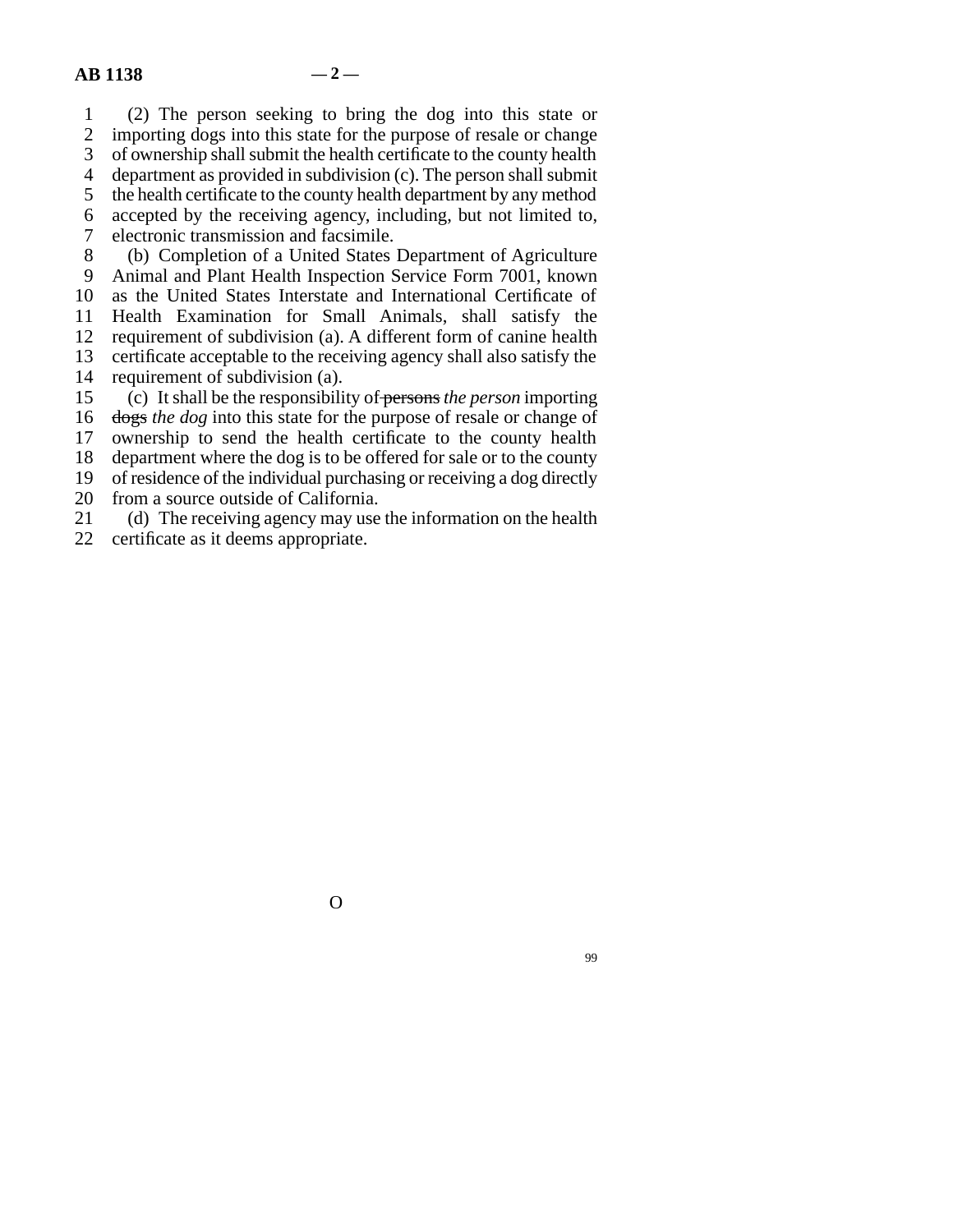(2) The person seeking to bring the dog into this state or importing dogs into this state for the purpose of resale or change of ownership shall submit the health certificate to the county health department as provided in subdivision (c). The person shall submit the health certificate to the county health department by any method accepted by the receiving agency, including, but not limited to, electronic transmission and facsimile.

(b) Completion of a United States Department of Agriculture Animal and Plant Health Inspection Service Form 7001, known as the United States Interstate and International Certificate of Health Examination for Small Animals, shall satisfy the requirement of subdivision (a). A different form of canine health certificate acceptable to the receiving agency shall also satisfy the requirement of subdivision (a).

(c) It shall be the responsibility of ~~persons~~ *the person* importing ~~dogs~~ *the dog* into this state for the purpose of resale or change of ownership to send the health certificate to the county health department where the dog is to be offered for sale or to the county of residence of the individual purchasing or receiving a dog directly from a source outside of California.

(d) The receiving agency may use the information on the health certificate as it deems appropriate.